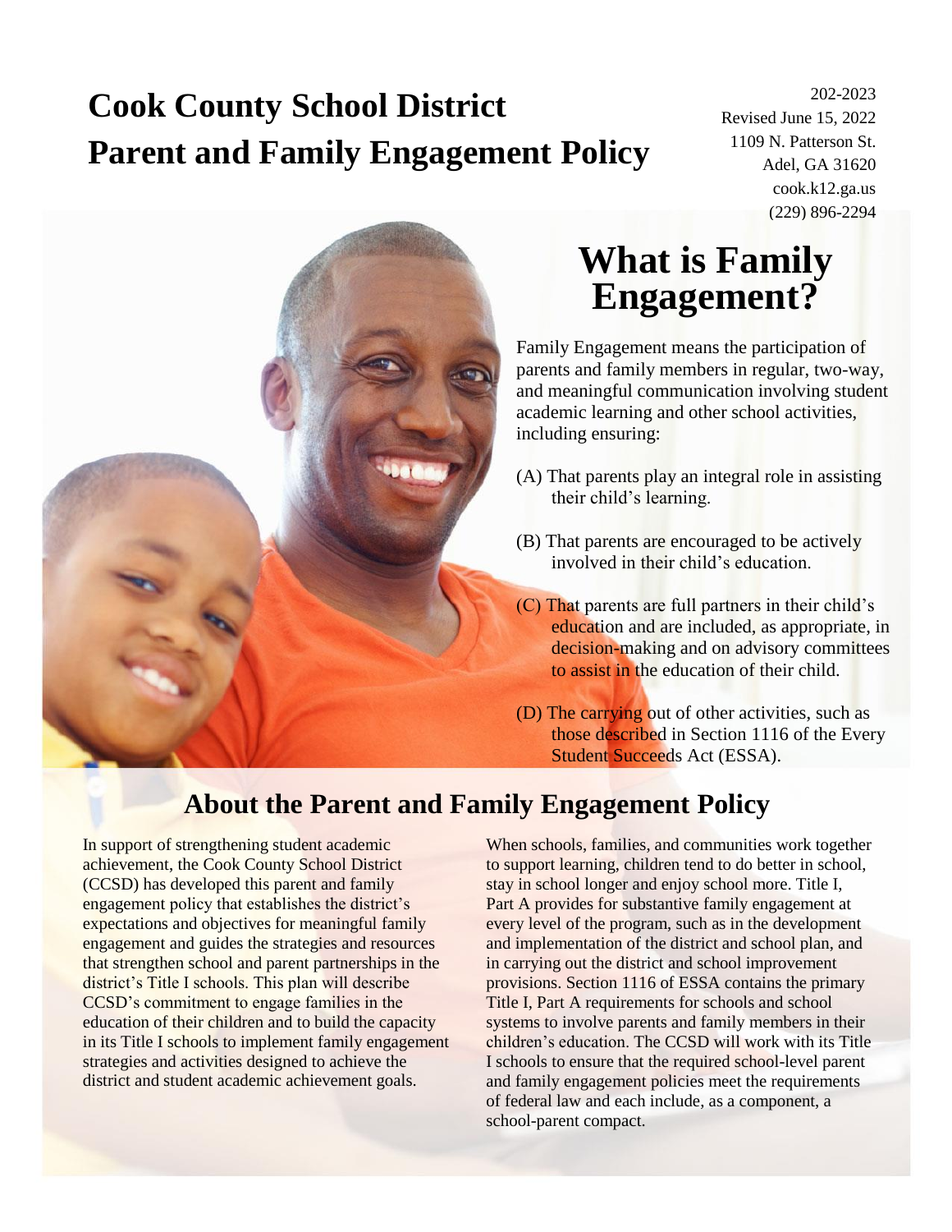# Cook County School District
# Parent and Family Engagement Policy

202-2023
Revised June 15, 2022
1109 N. Patterson St.
Adel, GA 31620
cook.k12.ga.us
(229) 896-2294

## What is Family Engagement?

Family Engagement means the participation of parents and family members in regular, two-way, and meaningful communication involving student academic learning and other school activities, including ensuring:

(A) That parents play an integral role in assisting their child's learning.

(B) That parents are encouraged to be actively involved in their child's education.

(C) That parents are full partners in their child's education and are included, as appropriate, in decision-making and on advisory committees to assist in the education of their child.

(D) The carrying out of other activities, such as those described in Section 1116 of the Every Student Succeeds Act (ESSA).

## About the Parent and Family Engagement Policy

In support of strengthening student academic achievement, the Cook County School District (CCSD) has developed this parent and family engagement policy that establishes the district's expectations and objectives for meaningful family engagement and guides the strategies and resources that strengthen school and parent partnerships in the district's Title I schools. This plan will describe CCSD's commitment to engage families in the education of their children and to build the capacity in its Title I schools to implement family engagement strategies and activities designed to achieve the district and student academic achievement goals.

When schools, families, and communities work together to support learning, children tend to do better in school, stay in school longer and enjoy school more. Title I, Part A provides for substantive family engagement at every level of the program, such as in the development and implementation of the district and school plan, and in carrying out the district and school improvement provisions. Section 1116 of ESSA contains the primary Title I, Part A requirements for schools and school systems to involve parents and family members in their children's education. The CCSD will work with its Title I schools to ensure that the required school-level parent and family engagement policies meet the requirements of federal law and each include, as a component, a school-parent compact.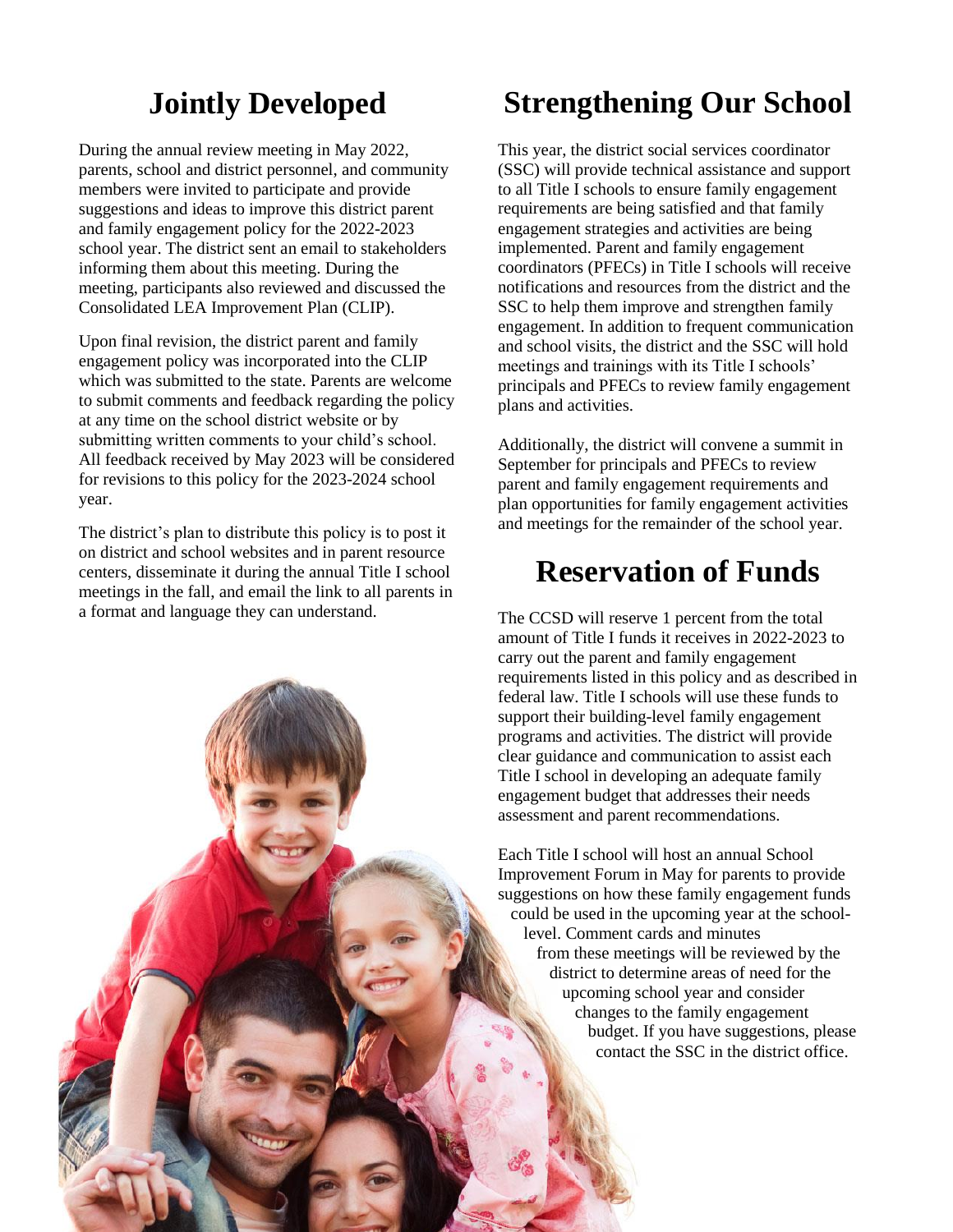## Jointly Developed

During the annual review meeting in May 2022, parents, school and district personnel, and community members were invited to participate and provide suggestions and ideas to improve this district parent and family engagement policy for the 2022-2023 school year. The district sent an email to stakeholders informing them about this meeting. During the meeting, participants also reviewed and discussed the Consolidated LEA Improvement Plan (CLIP).

Upon final revision, the district parent and family engagement policy was incorporated into the CLIP which was submitted to the state. Parents are welcome to submit comments and feedback regarding the policy at any time on the school district website or by submitting written comments to your child's school. All feedback received by May 2023 will be considered for revisions to this policy for the 2023-2024 school year.

The district's plan to distribute this policy is to post it on district and school websites and in parent resource centers, disseminate it during the annual Title I school meetings in the fall, and email the link to all parents in a format and language they can understand.

## Strengthening Our School

This year, the district social services coordinator (SSC) will provide technical assistance and support to all Title I schools to ensure family engagement requirements are being satisfied and that family engagement strategies and activities are being implemented. Parent and family engagement coordinators (PFECs) in Title I schools will receive notifications and resources from the district and the SSC to help them improve and strengthen family engagement. In addition to frequent communication and school visits, the district and the SSC will hold meetings and trainings with its Title I schools' principals and PFECs to review family engagement plans and activities.

Additionally, the district will convene a summit in September for principals and PFECs to review parent and family engagement requirements and plan opportunities for family engagement activities and meetings for the remainder of the school year.

## Reservation of Funds

The CCSD will reserve 1 percent from the total amount of Title I funds it receives in 2022-2023 to carry out the parent and family engagement requirements listed in this policy and as described in federal law. Title I schools will use these funds to support their building-level family engagement programs and activities. The district will provide clear guidance and communication to assist each Title I school in developing an adequate family engagement budget that addresses their needs assessment and parent recommendations.

Each Title I school will host an annual School Improvement Forum in May for parents to provide suggestions on how these family engagement funds could be used in the upcoming year at the school-level. Comment cards and minutes from these meetings will be reviewed by the district to determine areas of need for the upcoming school year and consider changes to the family engagement budget. If you have suggestions, please contact the SSC in the district office.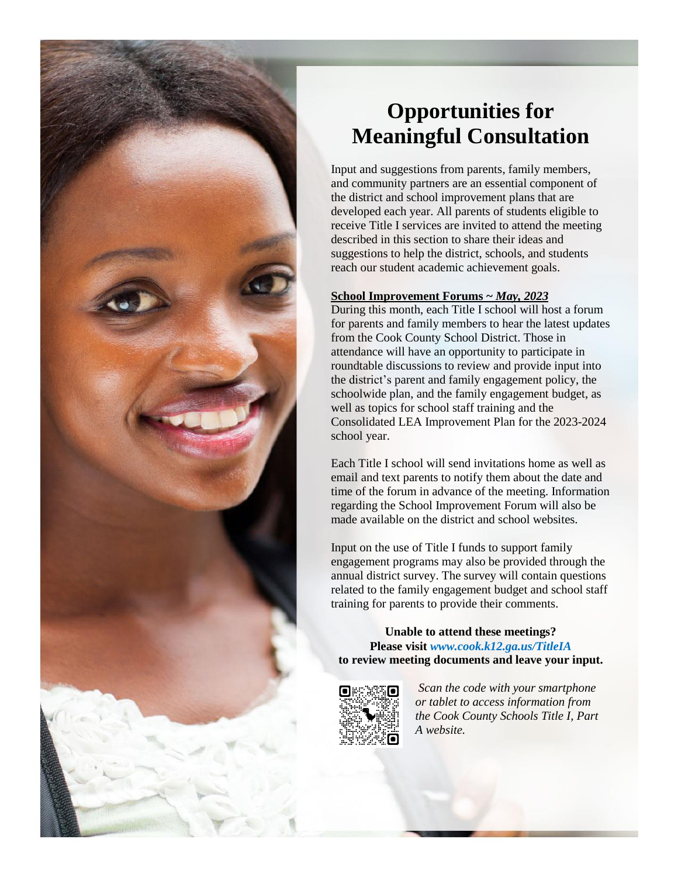# Opportunities for Meaningful Consultation

Input and suggestions from parents, family members, and community partners are an essential component of the district and school improvement plans that are developed each year. All parents of students eligible to receive Title I services are invited to attend the meeting described in this section to share their ideas and suggestions to help the district, schools, and students reach our student academic achievement goals.

**School Improvement Forums ~ *May, 2023***

During this month, each Title I school will host a forum for parents and family members to hear the latest updates from the Cook County School District. Those in attendance will have an opportunity to participate in roundtable discussions to review and provide input into the district's parent and family engagement policy, the schoolwide plan, and the family engagement budget, as well as topics for school staff training and the Consolidated LEA Improvement Plan for the 2023-2024 school year.

Each Title I school will send invitations home as well as email and text parents to notify them about the date and time of the forum in advance of the meeting. Information regarding the School Improvement Forum will also be made available on the district and school websites.

Input on the use of Title I funds to support family engagement programs may also be provided through the annual district survey. The survey will contain questions related to the family engagement budget and school staff training for parents to provide their comments.

**Unable to attend these meetings?**
**Please visit *www.cook.k12.ga.us/TitleIA***
**to review meeting documents and leave your input.**

*Scan the code with your smartphone or tablet to access information from the Cook County Schools Title I, Part A website.*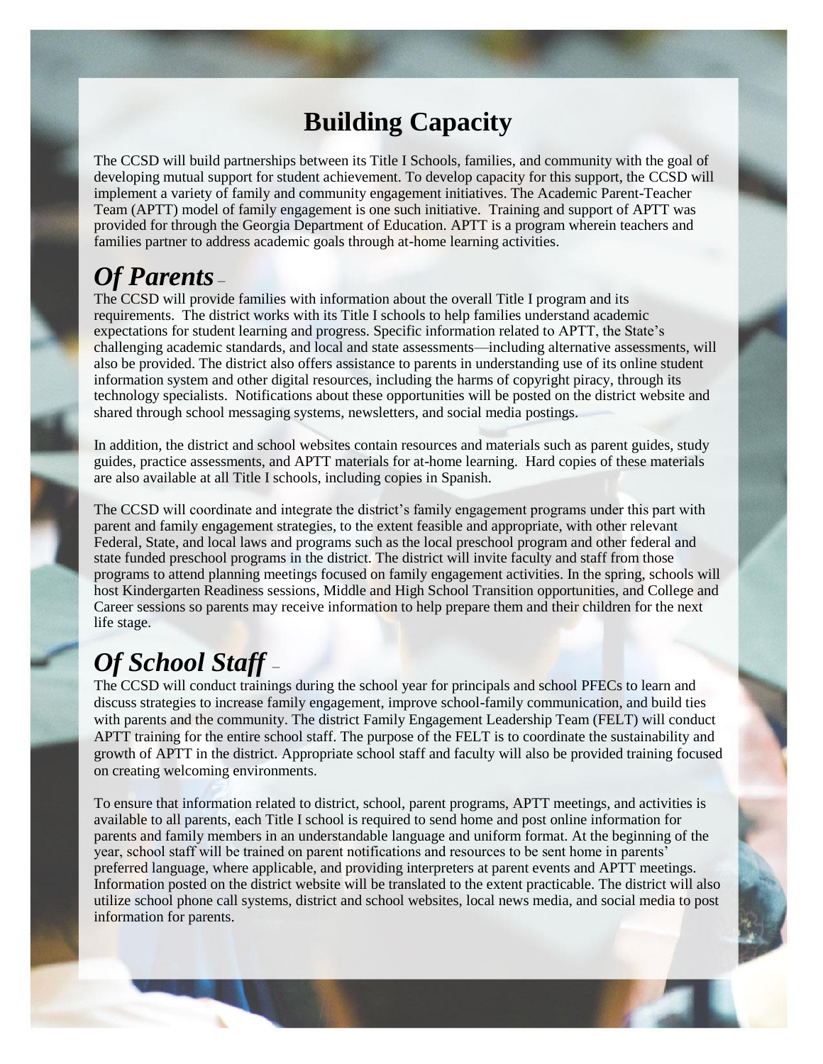# Building Capacity

The CCSD will build partnerships between its Title I Schools, families, and community with the goal of developing mutual support for student achievement. To develop capacity for this support, the CCSD will implement a variety of family and community engagement initiatives. The Academic Parent-Teacher Team (APTT) model of family engagement is one such initiative. Training and support of APTT was provided for through the Georgia Department of Education. APTT is a program wherein teachers and families partner to address academic goals through at-home learning activities.

## *Of Parents* –

The CCSD will provide families with information about the overall Title I program and its requirements. The district works with its Title I schools to help families understand academic expectations for student learning and progress. Specific information related to APTT, the State's challenging academic standards, and local and state assessments—including alternative assessments, will also be provided. The district also offers assistance to parents in understanding use of its online student information system and other digital resources, including the harms of copyright piracy, through its technology specialists. Notifications about these opportunities will be posted on the district website and shared through school messaging systems, newsletters, and social media postings.

In addition, the district and school websites contain resources and materials such as parent guides, study guides, practice assessments, and APTT materials for at-home learning. Hard copies of these materials are also available at all Title I schools, including copies in Spanish.

The CCSD will coordinate and integrate the district's family engagement programs under this part with parent and family engagement strategies, to the extent feasible and appropriate, with other relevant Federal, State, and local laws and programs such as the local preschool program and other federal and state funded preschool programs in the district. The district will invite faculty and staff from those programs to attend planning meetings focused on family engagement activities. In the spring, schools will host Kindergarten Readiness sessions, Middle and High School Transition opportunities, and College and Career sessions so parents may receive information to help prepare them and their children for the next life stage.

## *Of School Staff* –

The CCSD will conduct trainings during the school year for principals and school PFECs to learn and discuss strategies to increase family engagement, improve school-family communication, and build ties with parents and the community. The district Family Engagement Leadership Team (FELT) will conduct APTT training for the entire school staff. The purpose of the FELT is to coordinate the sustainability and growth of APTT in the district. Appropriate school staff and faculty will also be provided training focused on creating welcoming environments.

To ensure that information related to district, school, parent programs, APTT meetings, and activities is available to all parents, each Title I school is required to send home and post online information for parents and family members in an understandable language and uniform format. At the beginning of the year, school staff will be trained on parent notifications and resources to be sent home in parents' preferred language, where applicable, and providing interpreters at parent events and APTT meetings. Information posted on the district website will be translated to the extent practicable. The district will also utilize school phone call systems, district and school websites, local news media, and social media to post information for parents.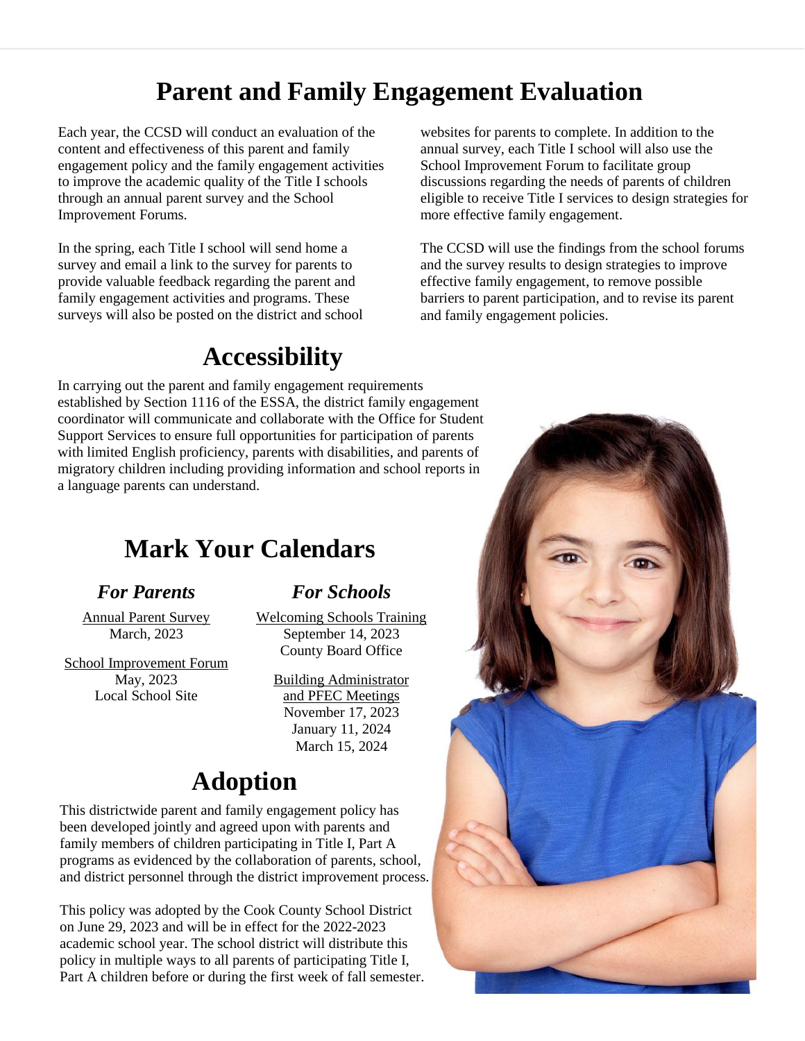# Parent and Family Engagement Evaluation

Each year, the CCSD will conduct an evaluation of the content and effectiveness of this parent and family engagement policy and the family engagement activities to improve the academic quality of the Title I schools through an annual parent survey and the School Improvement Forums.

In the spring, each Title I school will send home a survey and email a link to the survey for parents to provide valuable feedback regarding the parent and family engagement activities and programs. These surveys will also be posted on the district and school websites for parents to complete. In addition to the annual survey, each Title I school will also use the School Improvement Forum to facilitate group discussions regarding the needs of parents of children eligible to receive Title I services to design strategies for more effective family engagement.

The CCSD will use the findings from the school forums and the survey results to design strategies to improve effective family engagement, to remove possible barriers to parent participation, and to revise its parent and family engagement policies.

# Accessibility

In carrying out the parent and family engagement requirements established by Section 1116 of the ESSA, the district family engagement coordinator will communicate and collaborate with the Office for Student Support Services to ensure full opportunities for participation of parents with limited English proficiency, parents with disabilities, and parents of migratory children including providing information and school reports in a language parents can understand.

# Mark Your Calendars

## *For Parents*

Annual Parent Survey
March, 2023

School Improvement Forum
May, 2023
Local School Site

## *For Schools*

Welcoming Schools Training
September 14, 2023
County Board Office

Building Administrator and PFEC Meetings
November 17, 2023
January 11, 2024
March 15, 2024

# Adoption

This districtwide parent and family engagement policy has been developed jointly and agreed upon with parents and family members of children participating in Title I, Part A programs as evidenced by the collaboration of parents, school, and district personnel through the district improvement process.

This policy was adopted by the Cook County School District on June 29, 2023 and will be in effect for the 2022-2023 academic school year. The school district will distribute this policy in multiple ways to all parents of participating Title I, Part A children before or during the first week of fall semester.